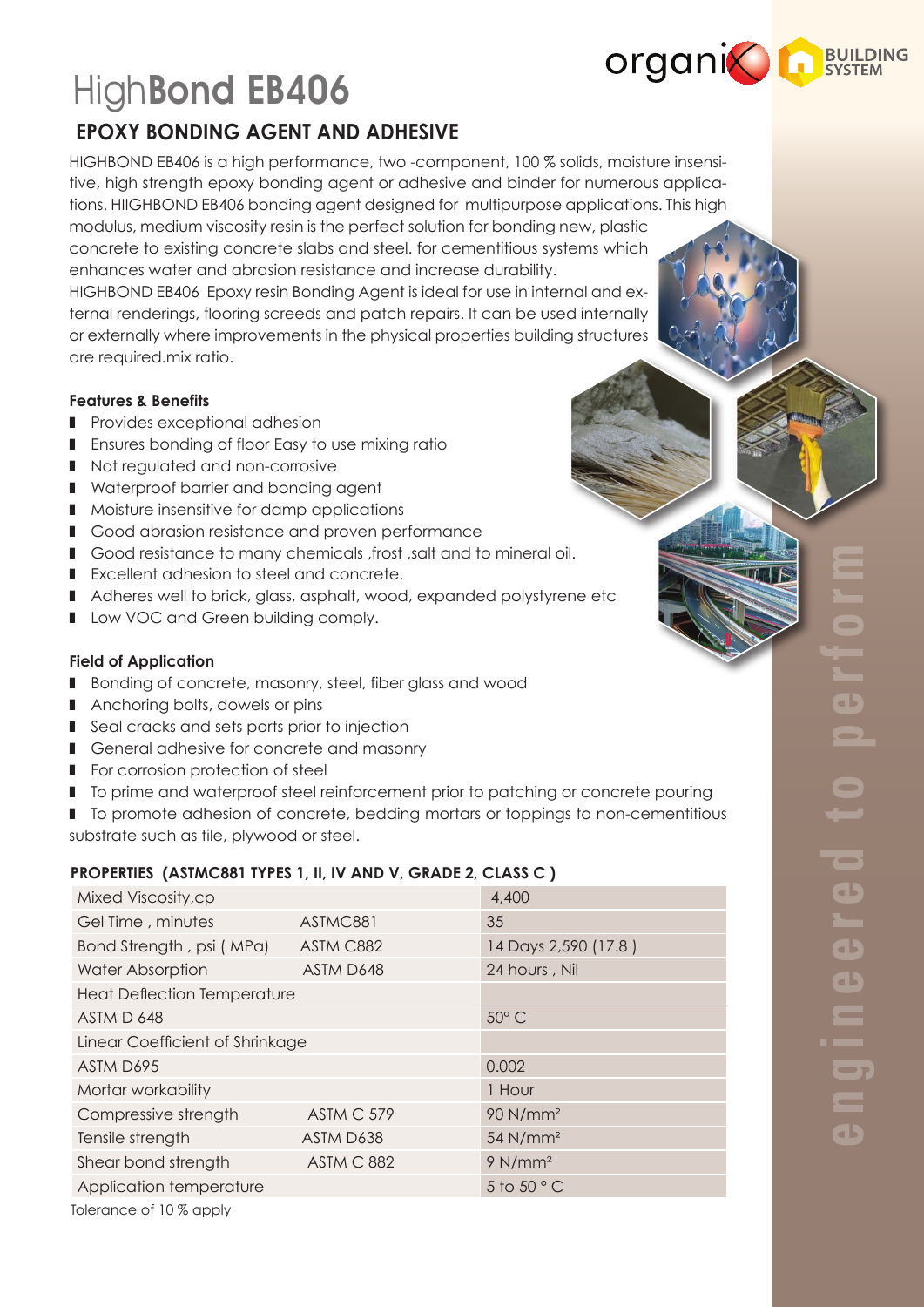# HighBond EB406

## EPOXY BONDING AGENT AND ADHESIVE

HIGHBOND EB406 is a high performance, two -component, 100 % solids, moisture insensitive, high strength epoxy bonding agent or adhesive and binder for numerous applications. HIIGHBOND EB406 bonding agent designed for multipurpose applications. This high modulus, medium viscosity resin is the perfect solution for bonding new, plastic concrete to existing concrete slabs and steel. for cementitious systems which enhances water and abrasion resistance and increase durability.
HIGHBOND EB406 Epoxy resin Bonding Agent is ideal for use in internal and external renderings, flooring screeds and patch repairs. It can be used internally or externally where improvements in the physical properties building structures are required.mix ratio.

**Features & Benefits**

- Provides exceptional adhesion
- Ensures bonding of floor Easy to use mixing ratio
- Not regulated and non-corrosive
- Waterproof barrier and bonding agent
- Moisture insensitive for damp applications
- Good abrasion resistance and proven performance
- Good resistance to many chemicals ,frost ,salt and to mineral oil.
- Excellent adhesion to steel and concrete.
- Adheres well to brick, glass, asphalt, wood, expanded polystyrene etc
- Low VOC and Green building comply.

**Field of Application**

- Bonding of concrete, masonry, steel, fiber glass and wood
- Anchoring bolts, dowels or pins
- Seal cracks and sets ports prior to injection
- General adhesive for concrete and masonry
- For corrosion protection of steel
- To prime and waterproof steel reinforcement prior to patching or concrete pouring
- To promote adhesion of concrete, bedding mortars or toppings to non-cementitious substrate such as tile, plywood or steel.

**PROPERTIES (ASTMC881 TYPES 1, II, IV AND V, GRADE 2, CLASS C )**

| Property | Standard | Value |
|---|---|---|
| Mixed Viscosity,cp | | 4,400 |
| Gel Time , minutes | ASTMC881 | 35 |
| Bond Strength , psi ( MPa) | ASTM C882 | 14 Days 2,590 (17.8 ) |
| Water Absorption | ASTM D648 | 24 hours , Nil |
| Heat Deflection Temperature | | |
| ASTM D 648 | | 50° C |
| Linear Coefficient of Shrinkage | | |
| ASTM D695 | | 0.002 |
| Mortar workability | | 1 Hour |
| Compressive strength | ASTM C 579 | 90 N/mm² |
| Tensile strength | ASTM D638 | 54 N/mm² |
| Shear bond strength | ASTM C 882 | 9 N/mm² |
| Application temperature | | 5 to 50 ° C |

Tolerance of 10 % apply

engineered to perform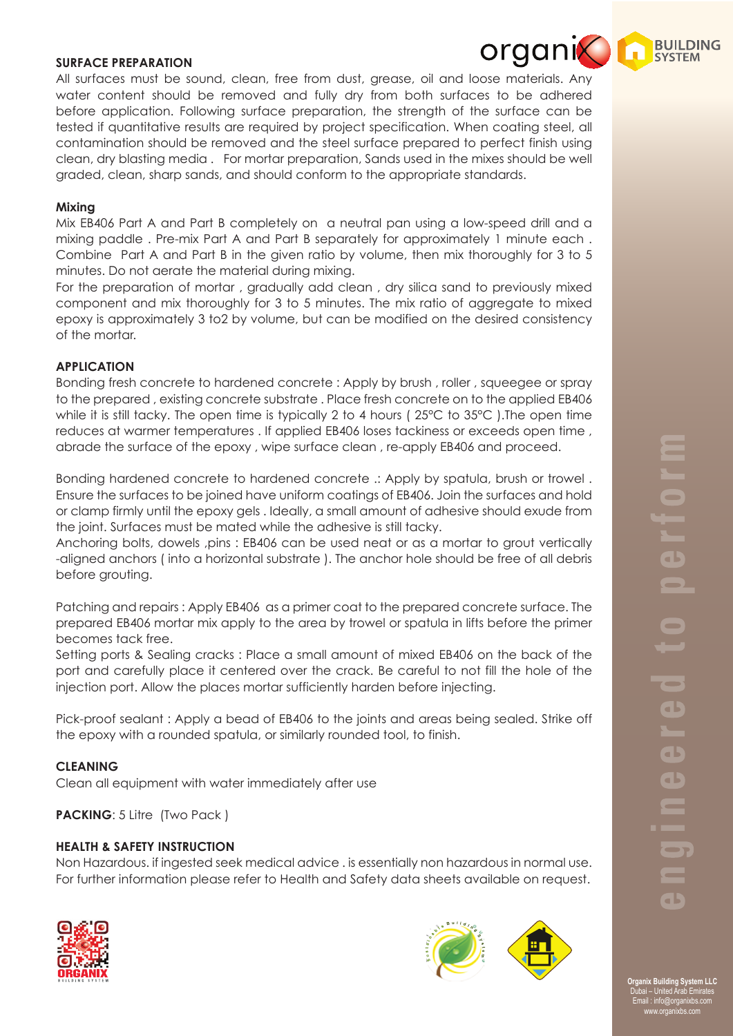## SURFACE PREPARATION

All surfaces must be sound, clean, free from dust, grease, oil and loose materials. Any water content should be removed and fully dry from both surfaces to be adhered before application. Following surface preparation, the strength of the surface can be tested if quantitative results are required by project specification. When coating steel, all contamination should be removed and the steel surface prepared to perfect finish using clean, dry blasting media . For mortar preparation, Sands used in the mixes should be well graded, clean, sharp sands, and should conform to the appropriate standards.

## Mixing

Mix EB406 Part A and Part B completely on a neutral pan using a low-speed drill and a mixing paddle . Pre-mix Part A and Part B separately for approximately 1 minute each . Combine Part A and Part B in the given ratio by volume, then mix thoroughly for 3 to 5 minutes. Do not aerate the material during mixing.

For the preparation of mortar , gradually add clean , dry silica sand to previously mixed component and mix thoroughly for 3 to 5 minutes. The mix ratio of aggregate to mixed epoxy is approximately 3 to2 by volume, but can be modified on the desired consistency of the mortar.

## APPLICATION

Bonding fresh concrete to hardened concrete : Apply by brush , roller , squeegee or spray to the prepared , existing concrete substrate . Place fresh concrete on to the applied EB406 while it is still tacky. The open time is typically 2 to 4 hours ( 25°C to 35°C ).The open time reduces at warmer temperatures . If applied EB406 loses tackiness or exceeds open time , abrade the surface of the epoxy , wipe surface clean , re-apply EB406 and proceed.

Bonding hardened concrete to hardened concrete .: Apply by spatula, brush or trowel . Ensure the surfaces to be joined have uniform coatings of EB406. Join the surfaces and hold or clamp firmly until the epoxy gels . Ideally, a small amount of adhesive should exude from the joint. Surfaces must be mated while the adhesive is still tacky.

Anchoring bolts, dowels ,pins : EB406 can be used neat or as a mortar to grout vertically -aligned anchors ( into a horizontal substrate ). The anchor hole should be free of all debris before grouting.

Patching and repairs : Apply EB406 as a primer coat to the prepared concrete surface. The prepared EB406 mortar mix apply to the area by trowel or spatula in lifts before the primer becomes tack free.

Setting ports & Sealing cracks : Place a small amount of mixed EB406 on the back of the port and carefully place it centered over the crack. Be careful to not fill the hole of the injection port. Allow the places mortar sufficiently harden before injecting.

Pick-proof sealant : Apply a bead of EB406 to the joints and areas being sealed. Strike off the epoxy with a rounded spatula, or similarly rounded tool, to finish.

## CLEANING

Clean all equipment with water immediately after use

**PACKING**: 5 Litre (Two Pack )

## HEALTH & SAFETY INSTRUCTION

Non Hazardous. if ingested seek medical advice . is essentially non hazardous in normal use. For further information please refer to Health and Safety data sheets available on request.

engineered to perform

**Organix Building System LLC**
Dubai – United Arab Emirates
Email : info@organixbs.com
www.organixbs.com